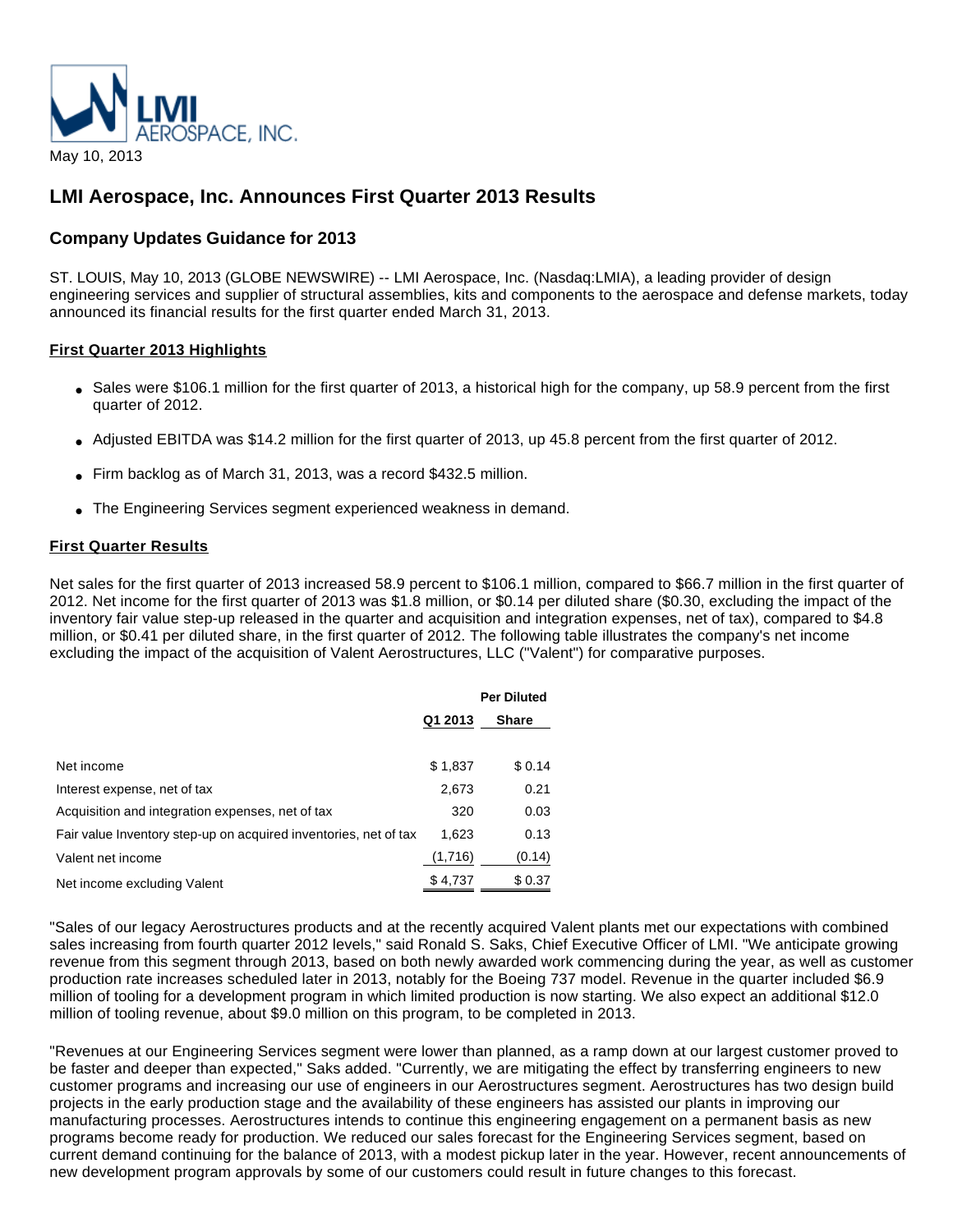LMI AEROSPACE, INC.

May 10, 2013

# LMI Aerospace, Inc. Announces First Quarter 2013 Results

## Company Updates Guidance for 2013

ST. LOUIS, May 10, 2013 (GLOBE NEWSWIRE) -- LMI Aerospace, Inc. (Nasdaq:LMIA), a leading provider of design engineering services and supplier of structural assemblies, kits and components to the aerospace and defense markets, today announced its financial results for the first quarter ended March 31, 2013.

### First Quarter 2013 Highlights

- Sales were $106.1 million for the first quarter of 2013, a historical high for the company, up 58.9 percent from the first quarter of 2012.
- Adjusted EBITDA was $14.2 million for the first quarter of 2013, up 45.8 percent from the first quarter of 2012.
- Firm backlog as of March 31, 2013, was a record $432.5 million.
- The Engineering Services segment experienced weakness in demand.

### First Quarter Results

Net sales for the first quarter of 2013 increased 58.9 percent to $106.1 million, compared to $66.7 million in the first quarter of 2012. Net income for the first quarter of 2013 was $1.8 million, or $0.14 per diluted share ($0.30, excluding the impact of the inventory fair value step-up released in the quarter and acquisition and integration expenses, net of tax), compared to $4.8 million, or $0.41 per diluted share, in the first quarter of 2012. The following table illustrates the company's net income excluding the impact of the acquisition of Valent Aerostructures, LLC ("Valent") for comparative purposes.

| | Q1 2013 | Per Diluted Share |
|---|---|---|
| Net income | $ 1,837 | $ 0.14 |
| Interest expense, net of tax | 2,673 | 0.21 |
| Acquisition and integration expenses, net of tax | 320 | 0.03 |
| Fair value Inventory step-up on acquired inventories, net of tax | 1,623 | 0.13 |
| Valent net income | (1,716) | (0.14) |
| Net income excluding Valent | $ 4,737 | $ 0.37 |

"Sales of our legacy Aerostructures products and at the recently acquired Valent plants met our expectations with combined sales increasing from fourth quarter 2012 levels," said Ronald S. Saks, Chief Executive Officer of LMI. "We anticipate growing revenue from this segment through 2013, based on both newly awarded work commencing during the year, as well as customer production rate increases scheduled later in 2013, notably for the Boeing 737 model. Revenue in the quarter included $6.9 million of tooling for a development program in which limited production is now starting. We also expect an additional $12.0 million of tooling revenue, about $9.0 million on this program, to be completed in 2013.

"Revenues at our Engineering Services segment were lower than planned, as a ramp down at our largest customer proved to be faster and deeper than expected," Saks added. "Currently, we are mitigating the effect by transferring engineers to new customer programs and increasing our use of engineers in our Aerostructures segment. Aerostructures has two design build projects in the early production stage and the availability of these engineers has assisted our plants in improving our manufacturing processes. Aerostructures intends to continue this engineering engagement on a permanent basis as new programs become ready for production. We reduced our sales forecast for the Engineering Services segment, based on current demand continuing for the balance of 2013, with a modest pickup later in the year. However, recent announcements of new development program approvals by some of our customers could result in future changes to this forecast.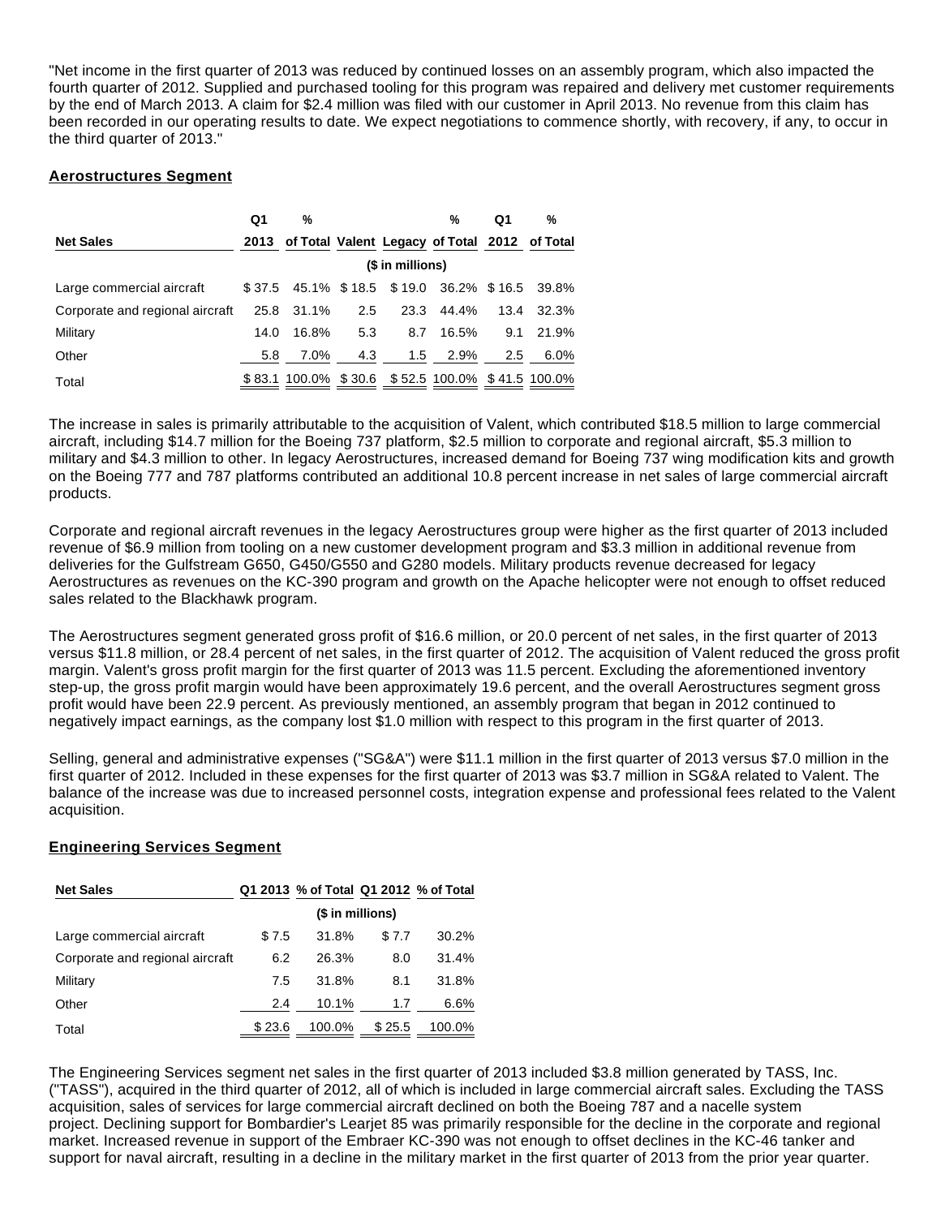"Net income in the first quarter of 2013 was reduced by continued losses on an assembly program, which also impacted the fourth quarter of 2012. Supplied and purchased tooling for this program was repaired and delivery met customer requirements by the end of March 2013. A claim for $2.4 million was filed with our customer in April 2013. No revenue from this claim has been recorded in our operating results to date. We expect negotiations to commence shortly, with recovery, if any, to occur in the third quarter of 2013."

**Aerostructures Segment**

| Net Sales | Q1 2013 | % of Total | Valent | Legacy | % of Total | Q1 2012 | % of Total |
|---|---|---|---|---|---|---|---|
| | ($ in millions) | | | | | | |
| Large commercial aircraft | $ 37.5 | 45.1% | $ 18.5 | $ 19.0 | 36.2% | $ 16.5 | 39.8% |
| Corporate and regional aircraft | 25.8 | 31.1% | 2.5 | 23.3 | 44.4% | 13.4 | 32.3% |
| Military | 14.0 | 16.8% | 5.3 | 8.7 | 16.5% | 9.1 | 21.9% |
| Other | 5.8 | 7.0% | 4.3 | 1.5 | 2.9% | 2.5 | 6.0% |
| Total | $ 83.1 | 100.0% | $ 30.6 | $ 52.5 | 100.0% | $ 41.5 | 100.0% |

The increase in sales is primarily attributable to the acquisition of Valent, which contributed $18.5 million to large commercial aircraft, including $14.7 million for the Boeing 737 platform, $2.5 million to corporate and regional aircraft, $5.3 million to military and $4.3 million to other. In legacy Aerostructures, increased demand for Boeing 737 wing modification kits and growth on the Boeing 777 and 787 platforms contributed an additional 10.8 percent increase in net sales of large commercial aircraft products.

Corporate and regional aircraft revenues in the legacy Aerostructures group were higher as the first quarter of 2013 included revenue of $6.9 million from tooling on a new customer development program and $3.3 million in additional revenue from deliveries for the Gulfstream G650, G450/G550 and G280 models. Military products revenue decreased for legacy Aerostructures as revenues on the KC-390 program and growth on the Apache helicopter were not enough to offset reduced sales related to the Blackhawk program.

The Aerostructures segment generated gross profit of $16.6 million, or 20.0 percent of net sales, in the first quarter of 2013 versus $11.8 million, or 28.4 percent of net sales, in the first quarter of 2012. The acquisition of Valent reduced the gross profit margin. Valent's gross profit margin for the first quarter of 2013 was 11.5 percent. Excluding the aforementioned inventory step-up, the gross profit margin would have been approximately 19.6 percent, and the overall Aerostructures segment gross profit would have been 22.9 percent. As previously mentioned, an assembly program that began in 2012 continued to negatively impact earnings, as the company lost $1.0 million with respect to this program in the first quarter of 2013.

Selling, general and administrative expenses ("SG&A") were $11.1 million in the first quarter of 2013 versus $7.0 million in the first quarter of 2012. Included in these expenses for the first quarter of 2013 was $3.7 million in SG&A related to Valent. The balance of the increase was due to increased personnel costs, integration expense and professional fees related to the Valent acquisition.

**Engineering Services Segment**

| Net Sales | Q1 2013 | % of Total | Q1 2012 | % of Total |
|---|---|---|---|---|
| | ($ in millions) | | | |
| Large commercial aircraft | $ 7.5 | 31.8% | $ 7.7 | 30.2% |
| Corporate and regional aircraft | 6.2 | 26.3% | 8.0 | 31.4% |
| Military | 7.5 | 31.8% | 8.1 | 31.8% |
| Other | 2.4 | 10.1% | 1.7 | 6.6% |
| Total | $ 23.6 | 100.0% | $ 25.5 | 100.0% |

The Engineering Services segment net sales in the first quarter of 2013 included $3.8 million generated by TASS, Inc. ("TASS"), acquired in the third quarter of 2012, all of which is included in large commercial aircraft sales. Excluding the TASS acquisition, sales of services for large commercial aircraft declined on both the Boeing 787 and a nacelle system project. Declining support for Bombardier's Learjet 85 was primarily responsible for the decline in the corporate and regional market. Increased revenue in support of the Embraer KC-390 was not enough to offset declines in the KC-46 tanker and support for naval aircraft, resulting in a decline in the military market in the first quarter of 2013 from the prior year quarter.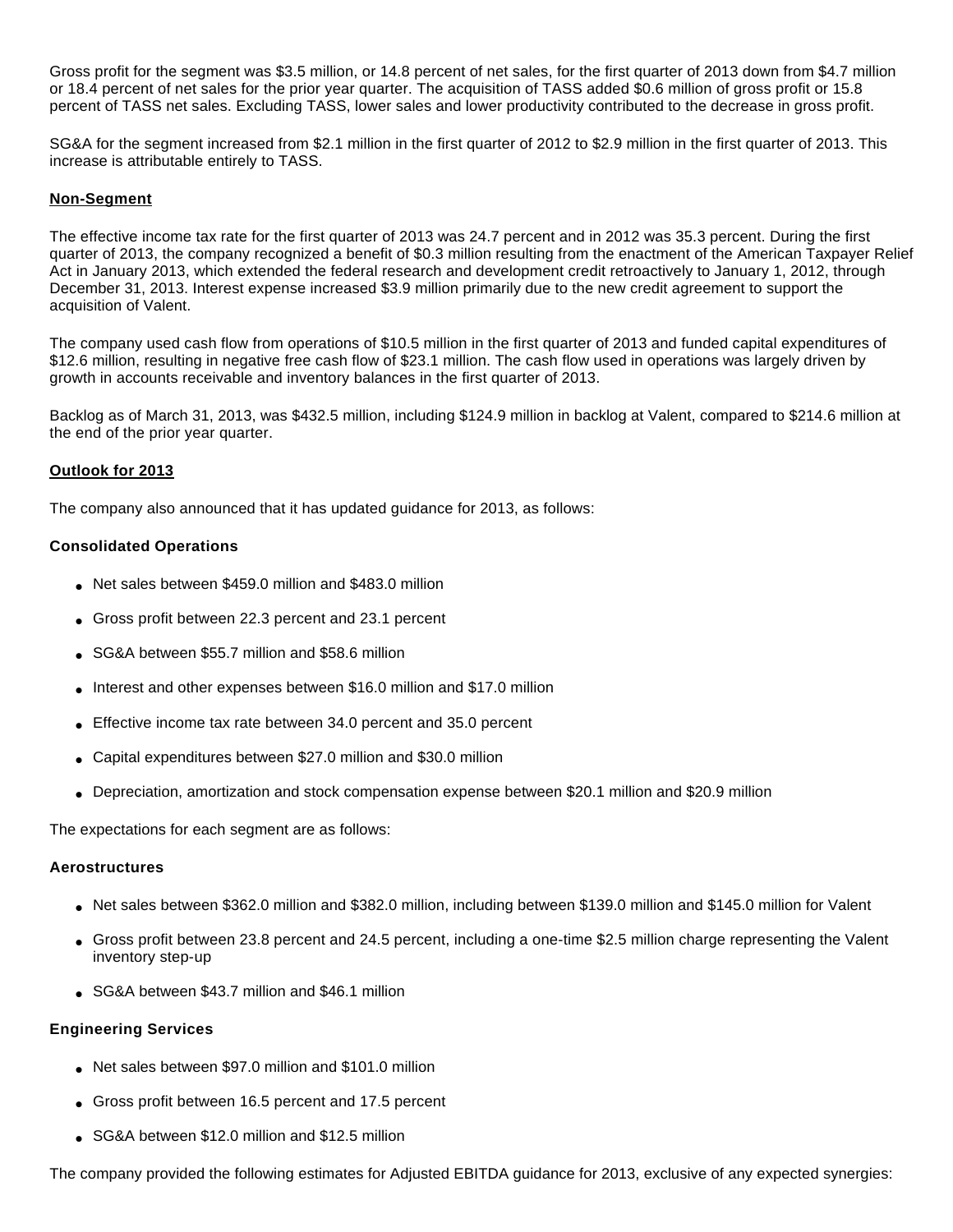Gross profit for the segment was $3.5 million, or 14.8 percent of net sales, for the first quarter of 2013 down from $4.7 million or 18.4 percent of net sales for the prior year quarter. The acquisition of TASS added $0.6 million of gross profit or 15.8 percent of TASS net sales. Excluding TASS, lower sales and lower productivity contributed to the decrease in gross profit.

SG&A for the segment increased from $2.1 million in the first quarter of 2012 to $2.9 million in the first quarter of 2013. This increase is attributable entirely to TASS.

**Non-Segment**

The effective income tax rate for the first quarter of 2013 was 24.7 percent and in 2012 was 35.3 percent. During the first quarter of 2013, the company recognized a benefit of $0.3 million resulting from the enactment of the American Taxpayer Relief Act in January 2013, which extended the federal research and development credit retroactively to January 1, 2012, through December 31, 2013. Interest expense increased $3.9 million primarily due to the new credit agreement to support the acquisition of Valent.

The company used cash flow from operations of $10.5 million in the first quarter of 2013 and funded capital expenditures of $12.6 million, resulting in negative free cash flow of $23.1 million. The cash flow used in operations was largely driven by growth in accounts receivable and inventory balances in the first quarter of 2013.

Backlog as of March 31, 2013, was $432.5 million, including $124.9 million in backlog at Valent, compared to $214.6 million at the end of the prior year quarter.

**Outlook for 2013**

The company also announced that it has updated guidance for 2013, as follows:

**Consolidated Operations**

- Net sales between $459.0 million and $483.0 million
- Gross profit between 22.3 percent and 23.1 percent
- SG&A between $55.7 million and $58.6 million
- Interest and other expenses between $16.0 million and $17.0 million
- Effective income tax rate between 34.0 percent and 35.0 percent
- Capital expenditures between $27.0 million and $30.0 million
- Depreciation, amortization and stock compensation expense between $20.1 million and $20.9 million

The expectations for each segment are as follows:

**Aerostructures**

- Net sales between $362.0 million and $382.0 million, including between $139.0 million and $145.0 million for Valent
- Gross profit between 23.8 percent and 24.5 percent, including a one-time $2.5 million charge representing the Valent inventory step-up
- SG&A between $43.7 million and $46.1 million

**Engineering Services**

- Net sales between $97.0 million and $101.0 million
- Gross profit between 16.5 percent and 17.5 percent
- SG&A between $12.0 million and $12.5 million

The company provided the following estimates for Adjusted EBITDA guidance for 2013, exclusive of any expected synergies: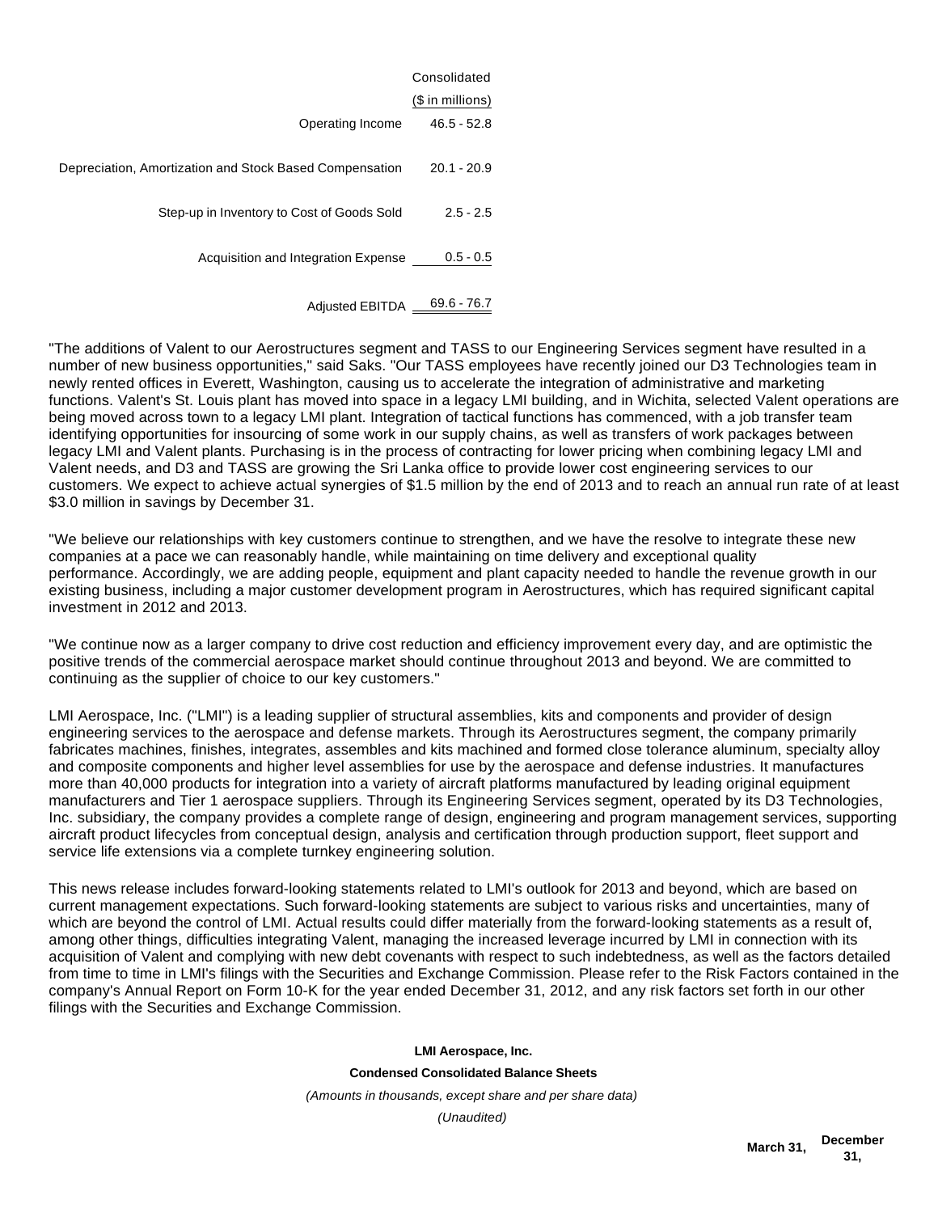| | Consolidated |
|---|---|
| | ($ in millions) |
| Operating Income | 46.5 - 52.8 |
| Depreciation, Amortization and Stock Based Compensation | 20.1 - 20.9 |
| Step-up in Inventory to Cost of Goods Sold | 2.5 - 2.5 |
| Acquisition and Integration Expense | 0.5 - 0.5 |
| Adjusted EBITDA | 69.6 - 76.7 |

"The additions of Valent to our Aerostructures segment and TASS to our Engineering Services segment have resulted in a number of new business opportunities," said Saks. "Our TASS employees have recently joined our D3 Technologies team in newly rented offices in Everett, Washington, causing us to accelerate the integration of administrative and marketing functions. Valent's St. Louis plant has moved into space in a legacy LMI building, and in Wichita, selected Valent operations are being moved across town to a legacy LMI plant. Integration of tactical functions has commenced, with a job transfer team identifying opportunities for insourcing of some work in our supply chains, as well as transfers of work packages between legacy LMI and Valent plants. Purchasing is in the process of contracting for lower pricing when combining legacy LMI and Valent needs, and D3 and TASS are growing the Sri Lanka office to provide lower cost engineering services to our customers. We expect to achieve actual synergies of $1.5 million by the end of 2013 and to reach an annual run rate of at least $3.0 million in savings by December 31.

"We believe our relationships with key customers continue to strengthen, and we have the resolve to integrate these new companies at a pace we can reasonably handle, while maintaining on time delivery and exceptional quality performance. Accordingly, we are adding people, equipment and plant capacity needed to handle the revenue growth in our existing business, including a major customer development program in Aerostructures, which has required significant capital investment in 2012 and 2013.

"We continue now as a larger company to drive cost reduction and efficiency improvement every day, and are optimistic the positive trends of the commercial aerospace market should continue throughout 2013 and beyond. We are committed to continuing as the supplier of choice to our key customers."

LMI Aerospace, Inc. ("LMI") is a leading supplier of structural assemblies, kits and components and provider of design engineering services to the aerospace and defense markets. Through its Aerostructures segment, the company primarily fabricates machines, finishes, integrates, assembles and kits machined and formed close tolerance aluminum, specialty alloy and composite components and higher level assemblies for use by the aerospace and defense industries. It manufactures more than 40,000 products for integration into a variety of aircraft platforms manufactured by leading original equipment manufacturers and Tier 1 aerospace suppliers. Through its Engineering Services segment, operated by its D3 Technologies, Inc. subsidiary, the company provides a complete range of design, engineering and program management services, supporting aircraft product lifecycles from conceptual design, analysis and certification through production support, fleet support and service life extensions via a complete turnkey engineering solution.

This news release includes forward-looking statements related to LMI's outlook for 2013 and beyond, which are based on current management expectations. Such forward-looking statements are subject to various risks and uncertainties, many of which are beyond the control of LMI. Actual results could differ materially from the forward-looking statements as a result of, among other things, difficulties integrating Valent, managing the increased leverage incurred by LMI in connection with its acquisition of Valent and complying with new debt covenants with respect to such indebtedness, as well as the factors detailed from time to time in LMI's filings with the Securities and Exchange Commission. Please refer to the Risk Factors contained in the company's Annual Report on Form 10-K for the year ended December 31, 2012, and any risk factors set forth in our other filings with the Securities and Exchange Commission.

**LMI Aerospace, Inc.**

**Condensed Consolidated Balance Sheets**

*(Amounts in thousands, except share and per share data)*

*(Unaudited)*

| | March 31, | December 31, |
|---|---|---|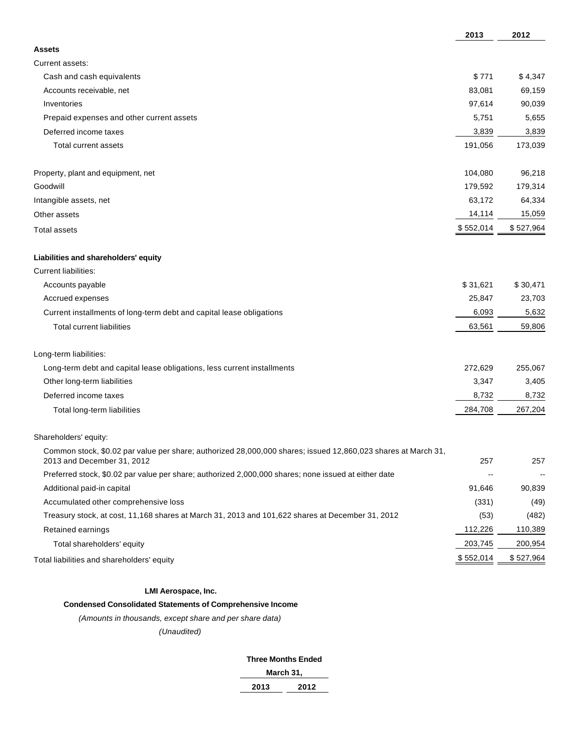| | 2013 | 2012 |
|---|---|---|
| **Assets** | | |
| Current assets: | | |
| Cash and cash equivalents | $ 771 | $ 4,347 |
| Accounts receivable, net | 83,081 | 69,159 |
| Inventories | 97,614 | 90,039 |
| Prepaid expenses and other current assets | 5,751 | 5,655 |
| Deferred income taxes | 3,839 | 3,839 |
| Total current assets | 191,056 | 173,039 |
| | | |
| Property, plant and equipment, net | 104,080 | 96,218 |
| Goodwill | 179,592 | 179,314 |
| Intangible assets, net | 63,172 | 64,334 |
| Other assets | 14,114 | 15,059 |
| Total assets | $ 552,014 | $ 527,964 |
| | | |
| **Liabilities and shareholders' equity** | | |
| Current liabilities: | | |
| Accounts payable | $ 31,621 | $ 30,471 |
| Accrued expenses | 25,847 | 23,703 |
| Current installments of long-term debt and capital lease obligations | 6,093 | 5,632 |
| Total current liabilities | 63,561 | 59,806 |
| | | |
| Long-term liabilities: | | |
| Long-term debt and capital lease obligations, less current installments | 272,629 | 255,067 |
| Other long-term liabilities | 3,347 | 3,405 |
| Deferred income taxes | 8,732 | 8,732 |
| Total long-term liabilities | 284,708 | 267,204 |
| | | |
| Shareholders' equity: | | |
| Common stock, $0.02 par value per share; authorized 28,000,000 shares; issued 12,860,023 shares at March 31, 2013 and December 31, 2012 | 257 | 257 |
| Preferred stock, $0.02 par value per share; authorized 2,000,000 shares; none issued at either date | -- | -- |
| Additional paid-in capital | 91,646 | 90,839 |
| Accumulated other comprehensive loss | (331) | (49) |
| Treasury stock, at cost, 11,168 shares at March 31, 2013 and 101,622 shares at December 31, 2012 | (53) | (482) |
| Retained earnings | 112,226 | 110,389 |
| Total shareholders' equity | 203,745 | 200,954 |
| Total liabilities and shareholders' equity | $ 552,014 | $ 527,964 |

**LMI Aerospace, Inc.**

**Condensed Consolidated Statements of Comprehensive Income**

*(Amounts in thousands, except share and per share data)*

*(Unaudited)*

| Three Months Ended March 31, | |
|---|---|
| 2013 | 2012 |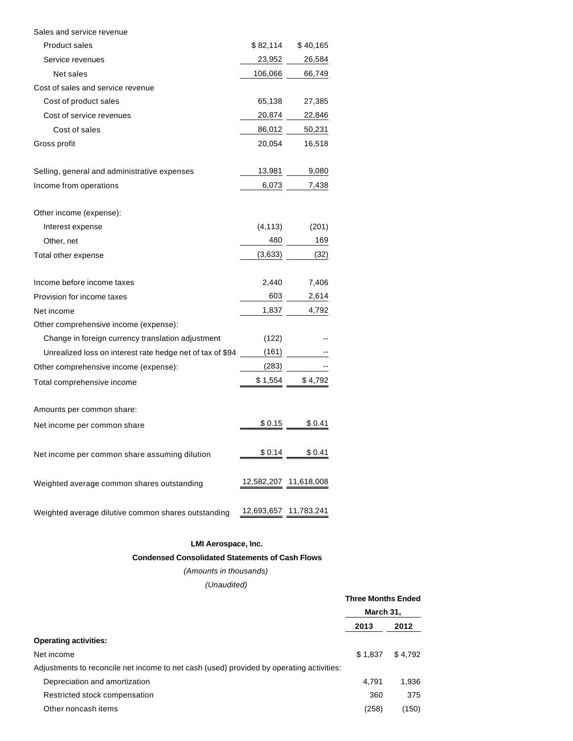| | | |
|---|---|---|
| Sales and service revenue | | |
| Product sales | $ 82,114 | $ 40,165 |
| Service revenues | 23,952 | 26,584 |
| Net sales | 106,066 | 66,749 |
| Cost of sales and service revenue | | |
| Cost of product sales | 65,138 | 27,385 |
| Cost of service revenues | 20,874 | 22,846 |
| Cost of sales | 86,012 | 50,231 |
| Gross profit | 20,054 | 16,518 |
| | | |
| Selling, general and administrative expenses | 13,981 | 9,080 |
| Income from operations | 6,073 | 7,438 |
| | | |
| Other income (expense): | | |
| Interest expense | (4,113) | (201) |
| Other, net | 480 | 169 |
| Total other expense | (3,633) | (32) |
| | | |
| Income before income taxes | 2,440 | 7,406 |
| Provision for income taxes | 603 | 2,614 |
| Net income | 1,837 | 4,792 |
| Other comprehensive income (expense): | | |
| Change in foreign currency translation adjustment | (122) | -- |
| Unrealized loss on interest rate hedge net of tax of $94 | (161) | -- |
| Other comprehensive income (expense): | (283) | -- |
| Total comprehensive income | $ 1,554 | $ 4,792 |
| | | |
| Amounts per common share: | | |
| Net income per common share | $ 0.15 | $ 0.41 |
| | | |
| Net income per common share assuming dilution | $ 0.14 | $ 0.41 |
| | | |
| Weighted average common shares outstanding | 12,582,207 | 11,618,008 |
| | | |
| Weighted average dilutive common shares outstanding | 12,693,657 | 11,783,241 |

**LMI Aerospace, Inc.**

**Condensed Consolidated Statements of Cash Flows**

*(Amounts in thousands)*

*(Unaudited)*

| | Three Months Ended March 31, | |
|---|---|---|
| | **2013** | **2012** |
| **Operating activities:** | | |
| Net income | $ 1,837 | $ 4,792 |
| Adjustments to reconcile net income to net cash (used) provided by operating activities: | | |
| Depreciation and amortization | 4,791 | 1,936 |
| Restricted stock compensation | 360 | 375 |
| Other noncash items | (258) | (150) |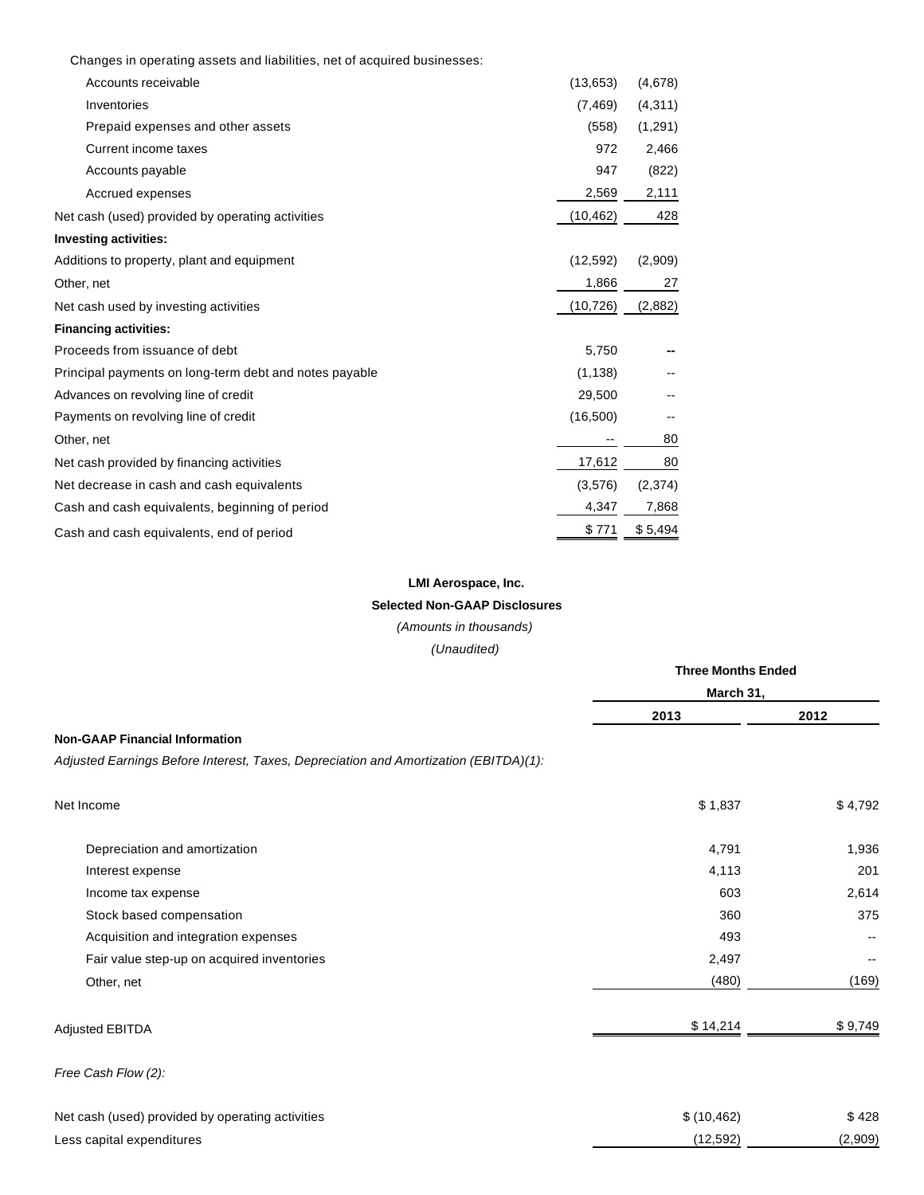| | | |
|---|---|---|
| Changes in operating assets and liabilities, net of acquired businesses: | | |
| Accounts receivable | (13,653) | (4,678) |
| Inventories | (7,469) | (4,311) |
| Prepaid expenses and other assets | (558) | (1,291) |
| Current income taxes | 972 | 2,466 |
| Accounts payable | 947 | (822) |
| Accrued expenses | 2,569 | 2,111 |
| Net cash (used) provided by operating activities | (10,462) | 428 |
| **Investing activities:** | | |
| Additions to property, plant and equipment | (12,592) | (2,909) |
| Other, net | 1,866 | 27 |
| Net cash used by investing activities | (10,726) | (2,882) |
| **Financing activities:** | | |
| Proceeds from issuance of debt | 5,750 | -- |
| Principal payments on long-term debt and notes payable | (1,138) | -- |
| Advances on revolving line of credit | 29,500 | -- |
| Payments on revolving line of credit | (16,500) | -- |
| Other, net | -- | 80 |
| Net cash provided by financing activities | 17,612 | 80 |
| Net decrease in cash and cash equivalents | (3,576) | (2,374) |
| Cash and cash equivalents, beginning of period | 4,347 | 7,868 |
| Cash and cash equivalents, end of period | $ 771 | $ 5,494 |

**LMI Aerospace, Inc.**

**Selected Non-GAAP Disclosures**

*(Amounts in thousands)*

*(Unaudited)*

| | Three Months Ended March 31, | |
|---|---|---|
| | **2013** | **2012** |
| **Non-GAAP Financial Information** | | |
| *Adjusted Earnings Before Interest, Taxes, Depreciation and Amortization (EBITDA)(1):* | | |
| Net Income | $ 1,837 | $ 4,792 |
| Depreciation and amortization | 4,791 | 1,936 |
| Interest expense | 4,113 | 201 |
| Income tax expense | 603 | 2,614 |
| Stock based compensation | 360 | 375 |
| Acquisition and integration expenses | 493 | -- |
| Fair value step-up on acquired inventories | 2,497 | -- |
| Other, net | (480) | (169) |
| Adjusted EBITDA | $ 14,214 | $ 9,749 |
| *Free Cash Flow (2):* | | |
| Net cash (used) provided by operating activities | $ (10,462) | $ 428 |
| Less capital expenditures | (12,592) | (2,909) |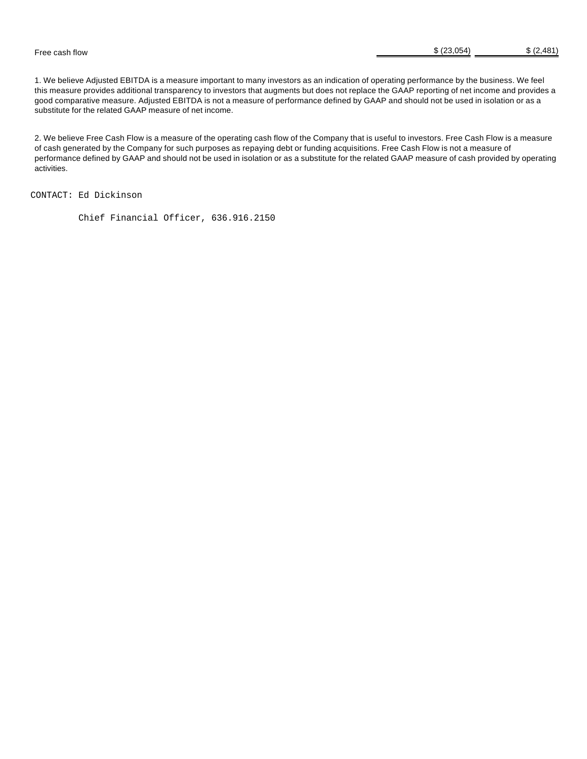| | | |
|---|---|---|
| Free cash flow | $ (23,054) | $ (2,481) |

1. We believe Adjusted EBITDA is a measure important to many investors as an indication of operating performance by the business. We feel this measure provides additional transparency to investors that augments but does not replace the GAAP reporting of net income and provides a good comparative measure. Adjusted EBITDA is not a measure of performance defined by GAAP and should not be used in isolation or as a substitute for the related GAAP measure of net income.

2. We believe Free Cash Flow is a measure of the operating cash flow of the Company that is useful to investors. Free Cash Flow is a measure of cash generated by the Company for such purposes as repaying debt or funding acquisitions. Free Cash Flow is not a measure of performance defined by GAAP and should not be used in isolation or as a substitute for the related GAAP measure of cash provided by operating activities.

CONTACT: Ed Dickinson

Chief Financial Officer, 636.916.2150